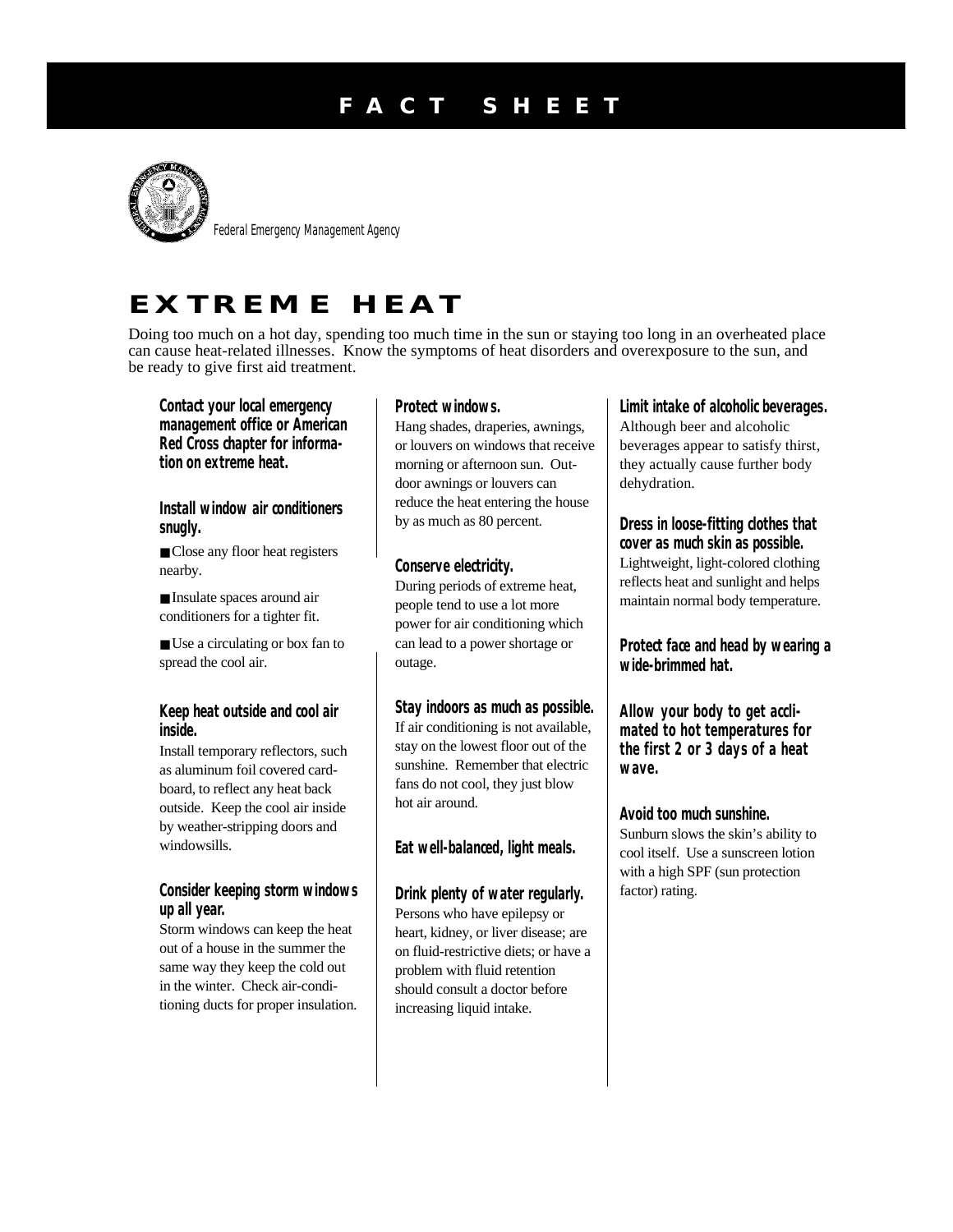# FACT SHEET

Federal Emergency Management Agency

## EXTREME HEAT

Doing too much on a hot day, spending too much time in the sun or staying too long in an overheated place can cause heat-related illnesses. Know the symptoms of heat disorders and overexposure to the sun, and be ready to give first aid treatment.

**Contact your local emergency management office or American Red Cross chapter for information on extreme heat.**

**Install window air conditioners snugly.**

- Close any floor heat registers nearby.
- Insulate spaces around air conditioners for a tighter fit.
- Use a circulating or box fan to spread the cool air.

**Keep heat outside and cool air inside.**

Install temporary reflectors, such as aluminum foil covered cardboard, to reflect any heat back outside. Keep the cool air inside by weather-stripping doors and windowsills.

**Consider keeping storm windows up all year.**

Storm windows can keep the heat out of a house in the summer the same way they keep the cold out in the winter. Check air-conditioning ducts for proper insulation.

**Protect windows.**

Hang shades, draperies, awnings, or louvers on windows that receive morning or afternoon sun. Outdoor awnings or louvers can reduce the heat entering the house by as much as 80 percent.

**Conserve electricity.**

During periods of extreme heat, people tend to use a lot more power for air conditioning which can lead to a power shortage or outage.

**Stay indoors as much as possible.**

If air conditioning is not available, stay on the lowest floor out of the sunshine. Remember that electric fans do not cool, they just blow hot air around.

**Eat well-balanced, light meals.**

**Drink plenty of water regularly.**

Persons who have epilepsy or heart, kidney, or liver disease; are on fluid-restrictive diets; or have a problem with fluid retention should consult a doctor before increasing liquid intake.

**Limit intake of alcoholic beverages.**

Although beer and alcoholic beverages appear to satisfy thirst, they actually cause further body dehydration.

**Dress in loose-fitting clothes that cover as much skin as possible.**

Lightweight, light-colored clothing reflects heat and sunlight and helps maintain normal body temperature.

**Protect face and head by wearing a wide-brimmed hat.**

**Allow your body to get acclimated to hot temperatures for the first 2 or 3 days of a heat wave.**

**Avoid too much sunshine.**

Sunburn slows the skin's ability to cool itself. Use a sunscreen lotion with a high SPF (sun protection factor) rating.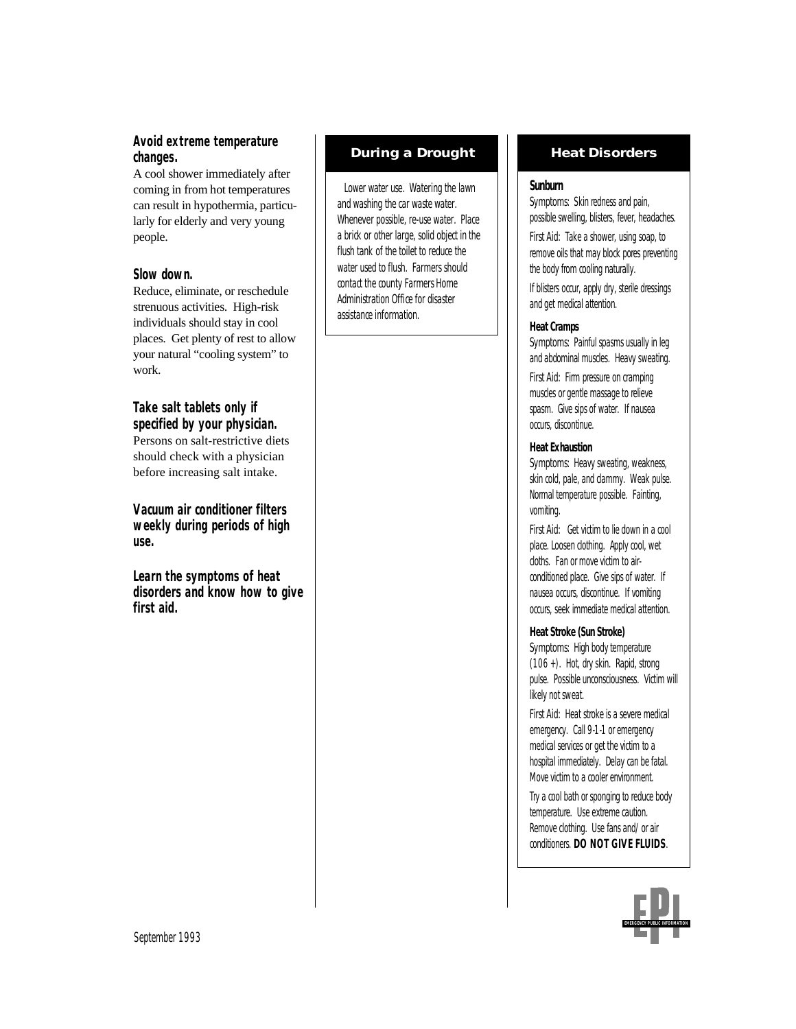**Avoid extreme temperature changes.**
A cool shower immediately after coming in from hot temperatures can result in hypothermia, particularly for elderly and very young people.

**Slow down.**
Reduce, eliminate, or reschedule strenuous activities. High-risk individuals should stay in cool places. Get plenty of rest to allow your natural "cooling system" to work.

**Take salt tablets only if specified by your physician.**
Persons on salt-restrictive diets should check with a physician before increasing salt intake.

**Vacuum air conditioner filters weekly during periods of high use.**

**Learn the symptoms of heat disorders and know how to give first aid.**

## During a Drought

Lower water use. Watering the lawn and washing the car waste water. Whenever possible, re-use water. Place a brick or other large, solid object in the flush tank of the toilet to reduce the water used to flush. Farmers should contact the county Farmers Home Administration Office for disaster assistance information.

## Heat Disorders

**Sunburn**

Symptoms: Skin redness and pain, possible swelling, blisters, fever, headaches.

First Aid: Take a shower, using soap, to remove oils that may block pores preventing the body from cooling naturally.

If blisters occur, apply dry, sterile dressings and get medical attention.

**Heat Cramps**

Symptoms: Painful spasms usually in leg and abdominal muscles. Heavy sweating.

First Aid: Firm pressure on cramping muscles or gentle massage to relieve spasm. Give sips of water. If nausea occurs, discontinue.

**Heat Exhaustion**

Symptoms: Heavy sweating, weakness, skin cold, pale, and clammy. Weak pulse. Normal temperature possible. Fainting, vomiting.

First Aid: Get victim to lie down in a cool place. Loosen clothing. Apply cool, wet cloths. Fan or move victim to air-conditioned place. Give sips of water. If nausea occurs, discontinue. If vomiting occurs, seek immediate medical attention.

**Heat Stroke (Sun Stroke)**

Symptoms: High body temperature (106 +). Hot, dry skin. Rapid, strong pulse. Possible unconsciousness. Victim will likely not sweat.

First Aid: Heat stroke is a severe medical emergency. Call 9-1-1 or emergency medical services or get the victim to a hospital immediately. Delay can be fatal. Move victim to a cooler environment.

Try a cool bath or sponging to reduce body temperature. Use extreme caution. Remove clothing. Use fans and/ or air conditioners. **DO NOT GIVE FLUIDS**.

September 1993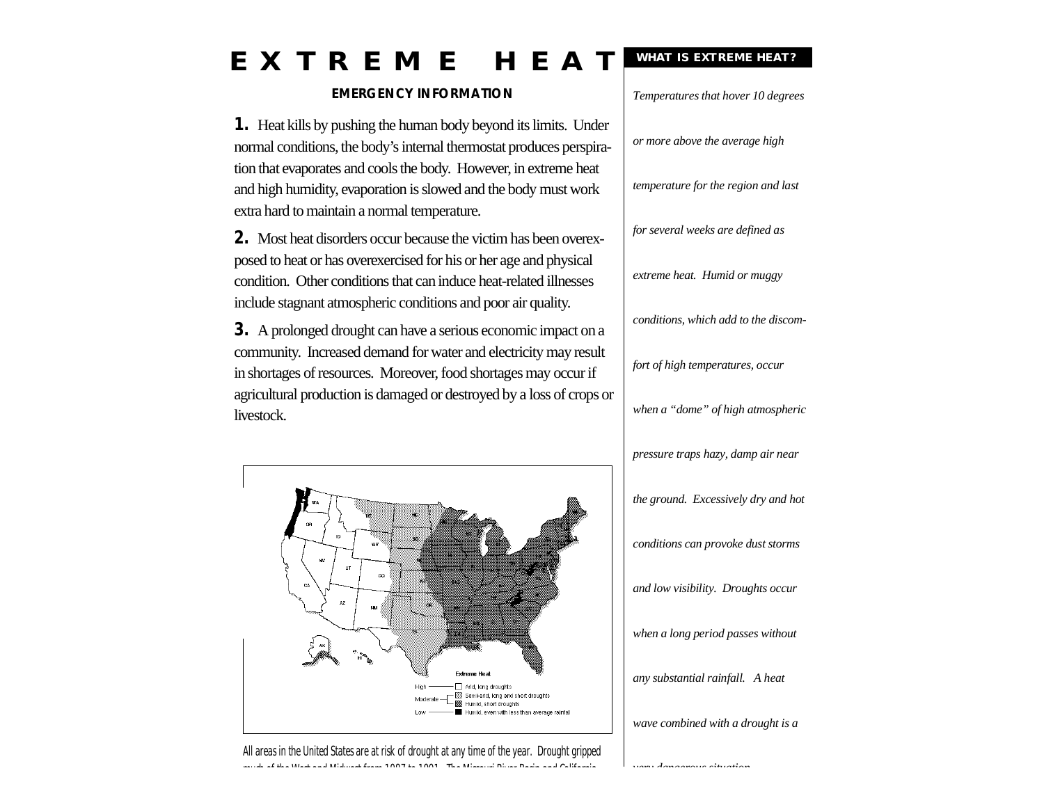# EXTREME HEAT

**EMERGENCY INFORMATION**

**1.** Heat kills by pushing the human body beyond its limits. Under normal conditions, the body's internal thermostat produces perspiration that evaporates and cools the body. However, in extreme heat and high humidity, evaporation is slowed and the body must work extra hard to maintain a normal temperature.

**2.** Most heat disorders occur because the victim has been overexposed to heat or has overexercised for his or her age and physical condition. Other conditions that can induce heat-related illnesses include stagnant atmospheric conditions and poor air quality.

**3.** A prolonged drought can have a serious economic impact on a community. Increased demand for water and electricity may result in shortages of resources. Moreover, food shortages may occur if agricultural production is damaged or destroyed by a loss of crops or livestock.

Extreme Heat

- High — Arid, long droughts
- Moderate — Semi-arid, long and short droughts; Humid, short droughts
- Low — Humid, even with less than average rainfall

All areas in the United States are at risk of drought at any time of the year. Drought gripped much of the West and Midwest from 1987 to 1991. The Missouri River Basin and California

**WHAT IS EXTREME HEAT?**

*Temperatures that hover 10 degrees or more above the average high temperature for the region and last for several weeks are defined as extreme heat. Humid or muggy conditions, which add to the discomfort of high temperatures, occur when a "dome" of high atmospheric pressure traps hazy, damp air near the ground. Excessively dry and hot conditions can provoke dust storms and low visibility. Droughts occur when a long period passes without any substantial rainfall. A heat wave combined with a drought is a very dangerous situation.*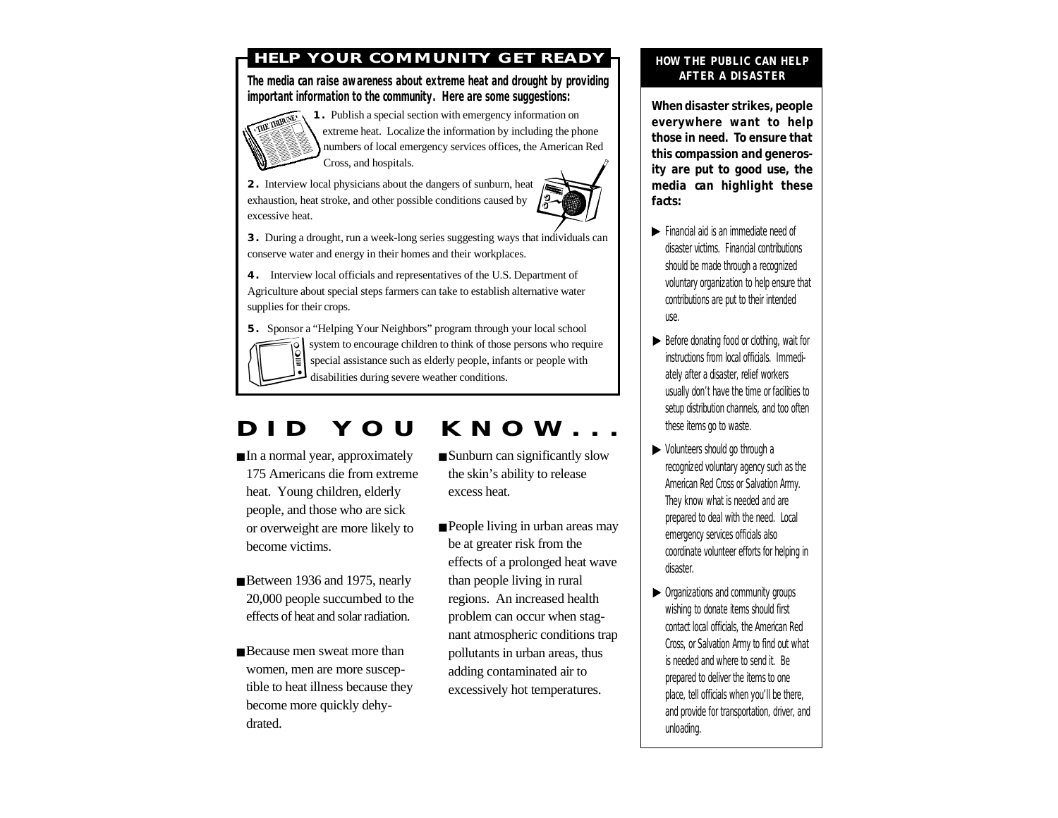## HELP YOUR COMMUNITY GET READY

**The media can raise awareness about extreme heat and drought by providing important information to the community. Here are some suggestions:**

**1.** Publish a special section with emergency information on extreme heat. Localize the information by including the phone numbers of local emergency services offices, the American Red Cross, and hospitals.

**2.** Interview local physicians about the dangers of sunburn, heat exhaustion, heat stroke, and other possible conditions caused by excessive heat.

**3.** During a drought, run a week-long series suggesting ways that individuals can conserve water and energy in their homes and their workplaces.

**4.** Interview local officials and representatives of the U.S. Department of Agriculture about special steps farmers can take to establish alternative water supplies for their crops.

**5.** Sponsor a "Helping Your Neighbors" program through your local school system to encourage children to think of those persons who require special assistance such as elderly people, infants or people with disabilities during severe weather conditions.

## DID YOU KNOW . . .

- In a normal year, approximately 175 Americans die from extreme heat. Young children, elderly people, and those who are sick or overweight are more likely to become victims.
- Between 1936 and 1975, nearly 20,000 people succumbed to the effects of heat and solar radiation.
- Because men sweat more than women, men are more susceptible to heat illness because they become more quickly dehydrated.
- Sunburn can significantly slow the skin's ability to release excess heat.
- People living in urban areas may be at greater risk from the effects of a prolonged heat wave than people living in rural regions. An increased health problem can occur when stagnant atmospheric conditions trap pollutants in urban areas, thus adding contaminated air to excessively hot temperatures.

## HOW THE PUBLIC CAN HELP AFTER A DISASTER

**When disaster strikes, people everywhere want to help those in need. To ensure that this compassion and generosity are put to good use, the media can highlight these facts:**

- Financial aid is an immediate need of disaster victims. Financial contributions should be made through a recognized voluntary organization to help ensure that contributions are put to their intended use.
- Before donating food or clothing, wait for instructions from local officials. Immediately after a disaster, relief workers usually don't have the time or facilities to setup distribution channels, and too often these items go to waste.
- Volunteers should go through a recognized voluntary agency such as the American Red Cross or Salvation Army. They know what is needed and are prepared to deal with the need. Local emergency services officials also coordinate volunteer efforts for helping in disaster.
- Organizations and community groups wishing to donate items should first contact local officials, the American Red Cross, or Salvation Army to find out what is needed and where to send it. Be prepared to deliver the items to one place, tell officials when you'll be there, and provide for transportation, driver, and unloading.